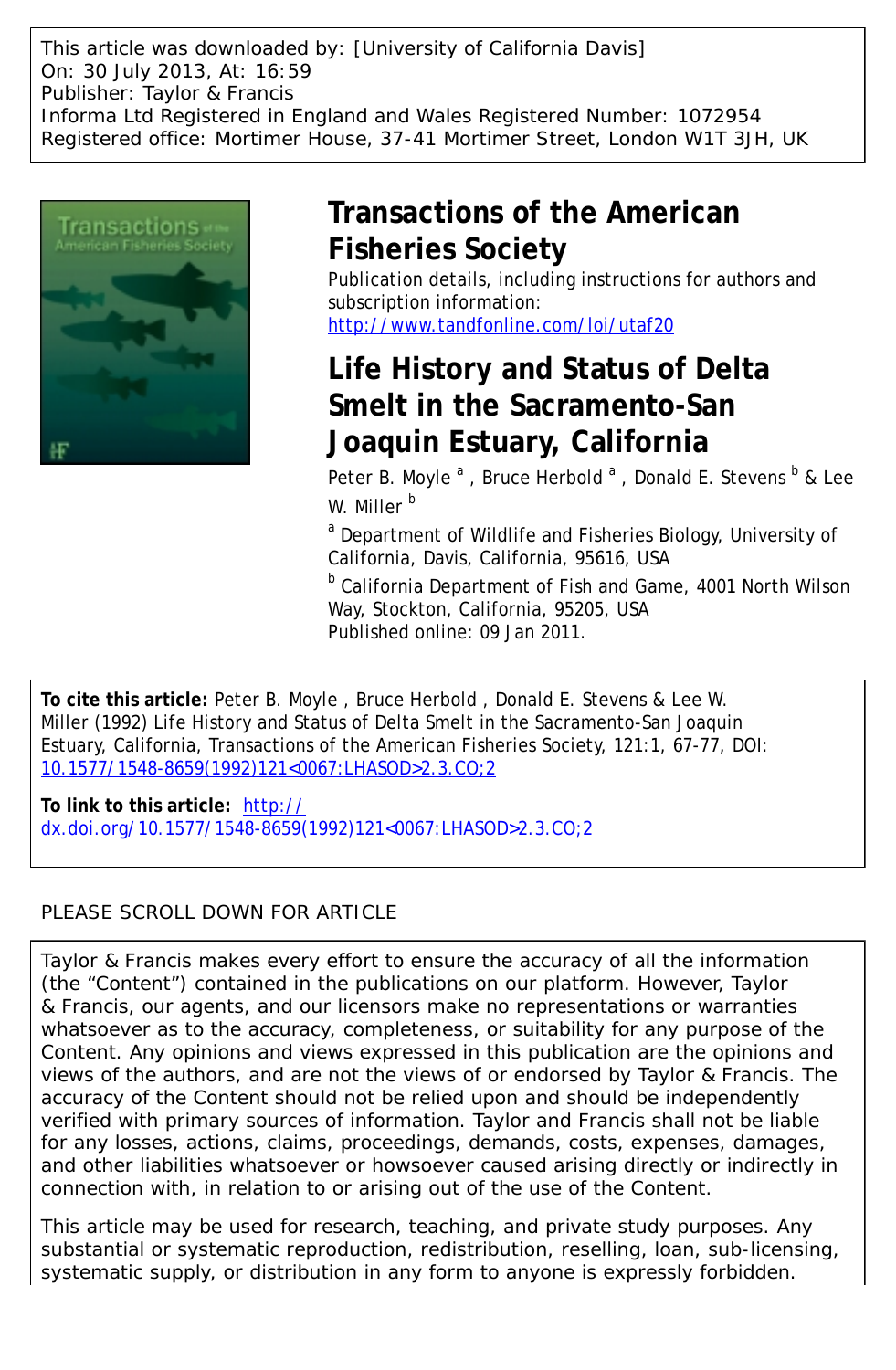This article was downloaded by: [University of California Davis]
On: 30 July 2013, At: 16:59
Publisher: Taylor & Francis
Informa Ltd Registered in England and Wales Registered Number: 1072954
Registered office: Mortimer House, 37-41 Mortimer Street, London W1T 3JH, UK

# Transactions of the American Fisheries Society

Publication details, including instructions for authors and subscription information:
http://www.tandfonline.com/loi/utaf20

# Life History and Status of Delta Smelt in the Sacramento-San Joaquin Estuary, California

Peter B. Moyle [a] , Bruce Herbold [a] , Donald E. Stevens [b] & Lee W. Miller [b]

[a] Department of Wildlife and Fisheries Biology, University of California, Davis, California, 95616, USA

[b] California Department of Fish and Game, 4001 North Wilson Way, Stockton, California, 95205, USA

Published online: 09 Jan 2011.

**To cite this article:** Peter B. Moyle , Bruce Herbold , Donald E. Stevens & Lee W. Miller (1992) Life History and Status of Delta Smelt in the Sacramento-San Joaquin Estuary, California, Transactions of the American Fisheries Society, 121:1, 67-77, DOI: 10.1577/1548-8659(1992)121<0067:LHASOD>2.3.CO;2

**To link to this article:** http://dx.doi.org/10.1577/1548-8659(1992)121<0067:LHASOD>2.3.CO;2

PLEASE SCROLL DOWN FOR ARTICLE

Taylor & Francis makes every effort to ensure the accuracy of all the information (the "Content") contained in the publications on our platform. However, Taylor & Francis, our agents, and our licensors make no representations or warranties whatsoever as to the accuracy, completeness, or suitability for any purpose of the Content. Any opinions and views expressed in this publication are the opinions and views of the authors, and are not the views of or endorsed by Taylor & Francis. The accuracy of the Content should not be relied upon and should be independently verified with primary sources of information. Taylor and Francis shall not be liable for any losses, actions, claims, proceedings, demands, costs, expenses, damages, and other liabilities whatsoever or howsoever caused arising directly or indirectly in connection with, in relation to or arising out of the use of the Content.

This article may be used for research, teaching, and private study purposes. Any substantial or systematic reproduction, redistribution, reselling, loan, sub-licensing, systematic supply, or distribution in any form to anyone is expressly forbidden.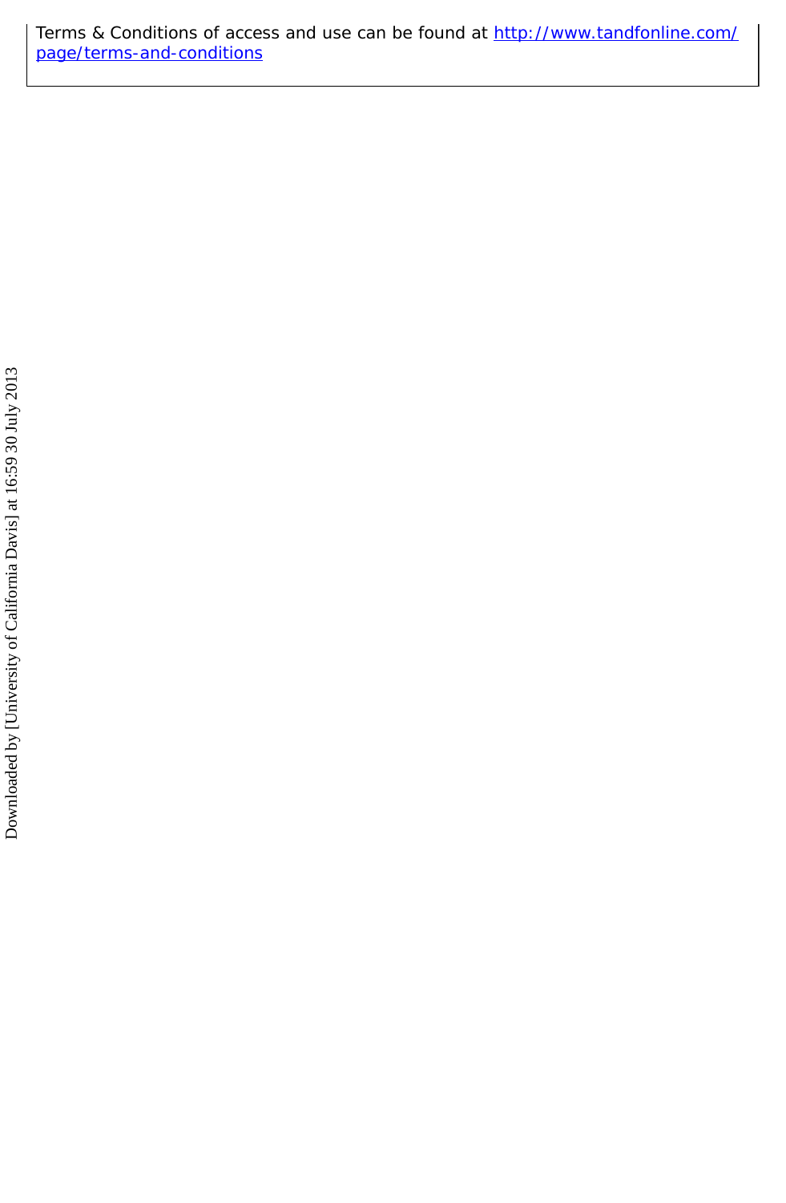Terms & Conditions of access and use can be found at http://www.tandfonline.com/page/terms-and-conditions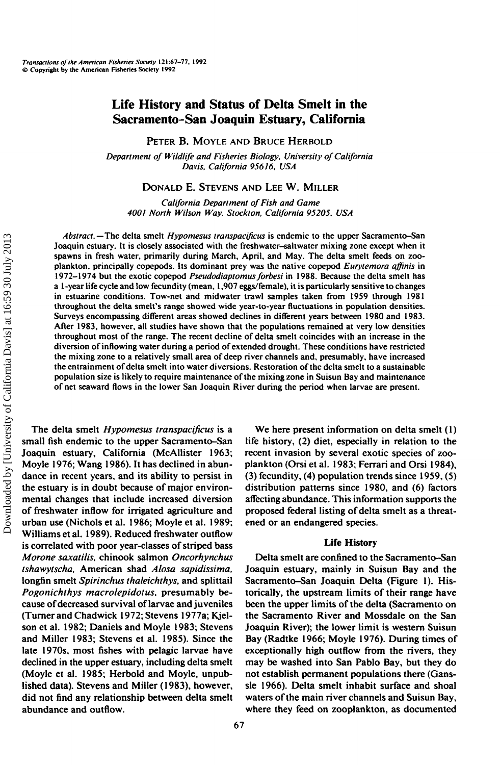# Life History and Status of Delta Smelt in the Sacramento-San Joaquin Estuary, California

Peter B. Moyle and Bruce Herbold

*Department of Wildlife and Fisheries Biology, University of California Davis, California 95616, USA*

Donald E. Stevens and Lee W. Miller

*California Department of Fish and Game 4001 North Wilson Way, Stockton, California 95205, USA*

*Abstract.*—The delta smelt *Hypomesus transpacificus* is endemic to the upper Sacramento–San Joaquin estuary. It is closely associated with the freshwater–saltwater mixing zone except when it spawns in fresh water, primarily during March, April, and May. The delta smelt feeds on zooplankton, principally copepods. Its dominant prey was the native copepod *Eurytemora affinis* in 1972–1974 but the exotic copepod *Pseudodiaptomus forbesi* in 1988. Because the delta smelt has a 1-year life cycle and low fecundity (mean, 1,907 eggs/female), it is particularly sensitive to changes in estuarine conditions. Tow-net and midwater trawl samples taken from 1959 through 1981 throughout the delta smelt's range showed wide year-to-year fluctuations in population densities. Surveys encompassing different areas showed declines in different years between 1980 and 1983. After 1983, however, all studies have shown that the populations remained at very low densities throughout most of the range. The recent decline of delta smelt coincides with an increase in the diversion of inflowing water during a period of extended drought. These conditions have restricted the mixing zone to a relatively small area of deep river channels and, presumably, have increased the entrainment of delta smelt into water diversions. Restoration of the delta smelt to a sustainable population size is likely to require maintenance of the mixing zone in Suisun Bay and maintenance of net seaward flows in the lower San Joaquin River during the period when larvae are present.

The delta smelt *Hypomesus transpacificus* is a small fish endemic to the upper Sacramento–San Joaquin estuary, California (McAllister 1963; Moyle 1976; Wang 1986). It has declined in abundance in recent years, and its ability to persist in the estuary is in doubt because of major environmental changes that include increased diversion of freshwater inflow for irrigated agriculture and urban use (Nichols et al. 1986; Moyle et al. 1989; Williams et al. 1989). Reduced freshwater outflow is correlated with poor year-classes of striped bass *Morone saxatilis*, chinook salmon *Oncorhynchus tshawytscha*, American shad *Alosa sapidissima*, longfin smelt *Spirinchus thaleichthys*, and splittail *Pogonichthys macrolepidotus*, presumably because of decreased survival of larvae and juveniles (Turner and Chadwick 1972; Stevens 1977a; Kjelson et al. 1982; Daniels and Moyle 1983; Stevens and Miller 1983; Stevens et al. 1985). Since the late 1970s, most fishes with pelagic larvae have declined in the upper estuary, including delta smelt (Moyle et al. 1985; Herbold and Moyle, unpublished data). Stevens and Miller (1983), however, did not find any relationship between delta smelt abundance and outflow.

We here present information on delta smelt (1) life history, (2) diet, especially in relation to the recent invasion by several exotic species of zooplankton (Orsi et al. 1983; Ferrari and Orsi 1984), (3) fecundity, (4) population trends since 1959, (5) distribution patterns since 1980, and (6) factors affecting abundance. This information supports the proposed federal listing of delta smelt as a threatened or an endangered species.

## Life History

Delta smelt are confined to the Sacramento–San Joaquin estuary, mainly in Suisun Bay and the Sacramento–San Joaquin Delta (Figure 1). Historically, the upstream limits of their range have been the upper limits of the delta (Sacramento on the Sacramento River and Mossdale on the San Joaquin River); the lower limit is western Suisun Bay (Radtke 1966; Moyle 1976). During times of exceptionally high outflow from the rivers, they may be washed into San Pablo Bay, but they do not establish permanent populations there (Ganssle 1966). Delta smelt inhabit surface and shoal waters of the main river channels and Suisun Bay, where they feed on zooplankton, as documented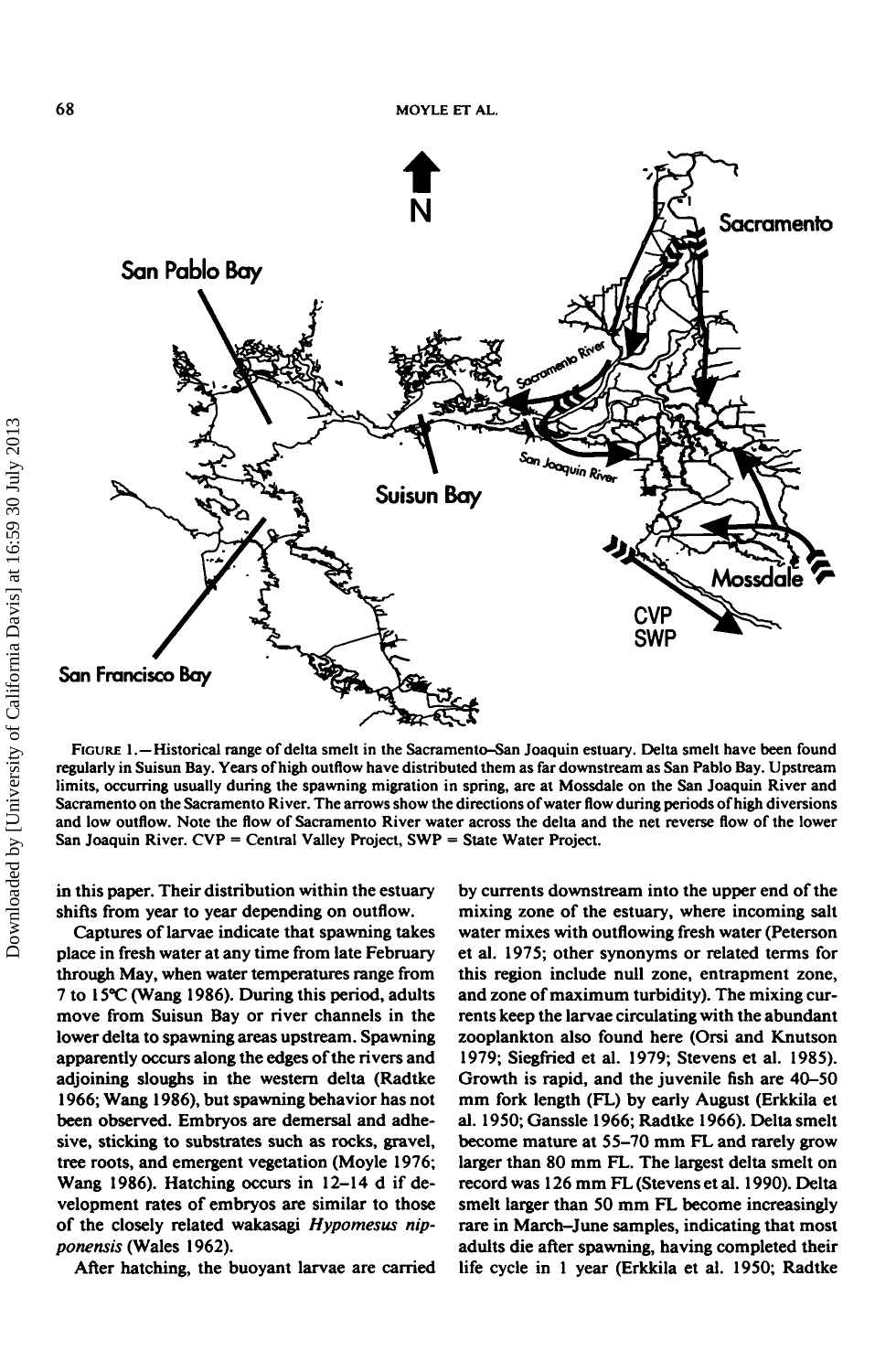FIGURE 1.—Historical range of delta smelt in the Sacramento–San Joaquin estuary. Delta smelt have been found regularly in Suisun Bay. Years of high outflow have distributed them as far downstream as San Pablo Bay. Upstream limits, occurring usually during the spawning migration in spring, are at Mossdale on the San Joaquin River and Sacramento on the Sacramento River. The arrows show the directions of water flow during periods of high diversions and low outflow. Note the flow of Sacramento River water across the delta and the net reverse flow of the lower San Joaquin River. CVP = Central Valley Project, SWP = State Water Project.

in this paper. Their distribution within the estuary shifts from year to year depending on outflow.

Captures of larvae indicate that spawning takes place in fresh water at any time from late February through May, when water temperatures range from 7 to 15°C (Wang 1986). During this period, adults move from Suisun Bay or river channels in the lower delta to spawning areas upstream. Spawning apparently occurs along the edges of the rivers and adjoining sloughs in the western delta (Radtke 1966; Wang 1986), but spawning behavior has not been observed. Embryos are demersal and adhesive, sticking to substrates such as rocks, gravel, tree roots, and emergent vegetation (Moyle 1976; Wang 1986). Hatching occurs in 12–14 d if development rates of embryos are similar to those of the closely related wakasagi *Hypomesus nipponensis* (Wales 1962).

After hatching, the buoyant larvae are carried by currents downstream into the upper end of the mixing zone of the estuary, where incoming salt water mixes with outflowing fresh water (Peterson et al. 1975; other synonyms or related terms for this region include null zone, entrapment zone, and zone of maximum turbidity). The mixing currents keep the larvae circulating with the abundant zooplankton also found here (Orsi and Knutson 1979; Siegfried et al. 1979; Stevens et al. 1985). Growth is rapid, and the juvenile fish are 40–50 mm fork length (FL) by early August (Erkkila et al. 1950; Ganssle 1966; Radtke 1966). Delta smelt become mature at 55–70 mm FL and rarely grow larger than 80 mm FL. The largest delta smelt on record was 126 mm FL (Stevens et al. 1990). Delta smelt larger than 50 mm FL become increasingly rare in March–June samples, indicating that most adults die after spawning, having completed their life cycle in 1 year (Erkkila et al. 1950; Radtke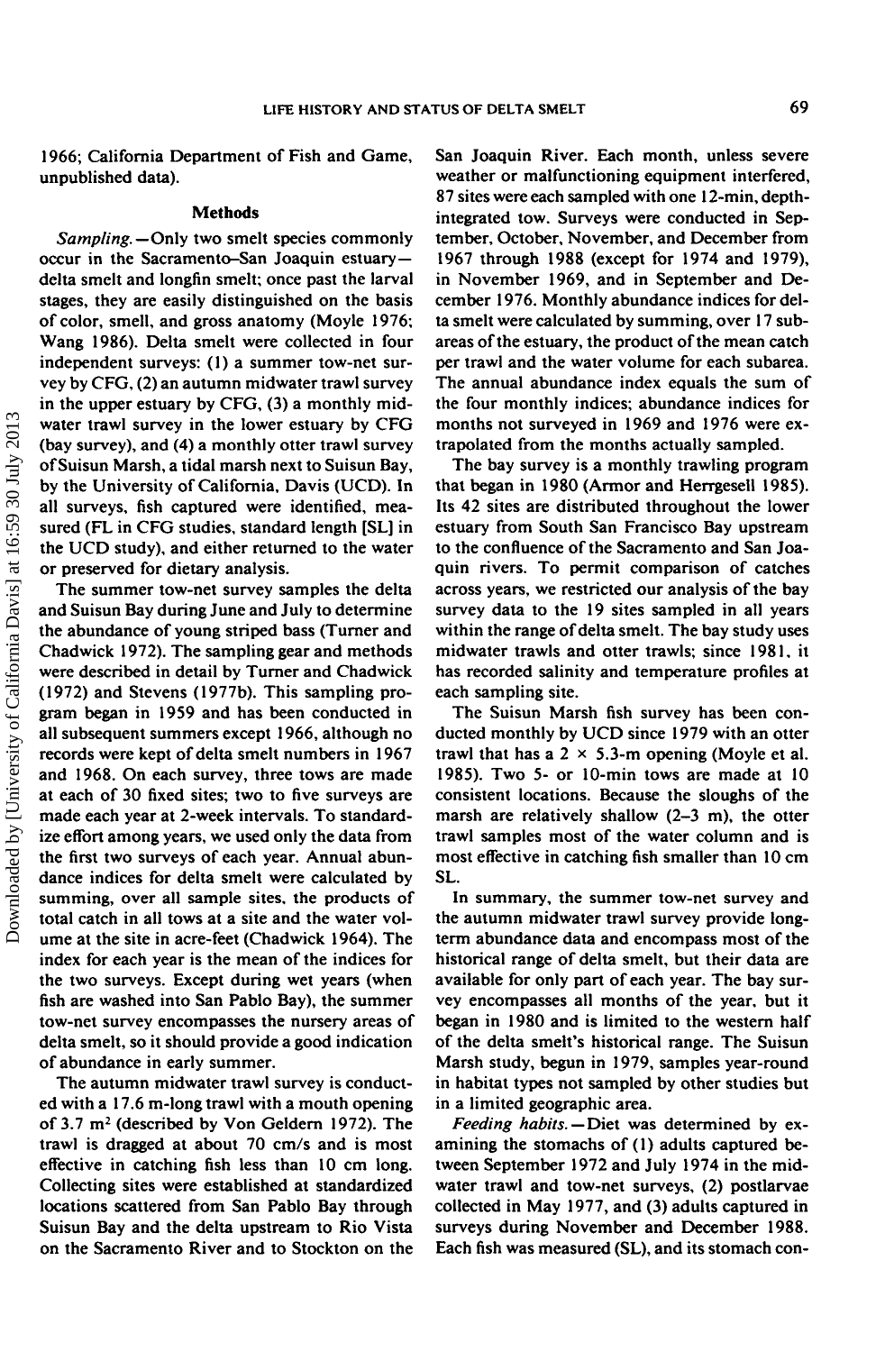1966; California Department of Fish and Game, unpublished data).

## Methods

*Sampling.*—Only two smelt species commonly occur in the Sacramento–San Joaquin estuary—delta smelt and longfin smelt; once past the larval stages, they are easily distinguished on the basis of color, smell, and gross anatomy (Moyle 1976; Wang 1986). Delta smelt were collected in four independent surveys: (1) a summer tow-net survey by CFG, (2) an autumn midwater trawl survey in the upper estuary by CFG, (3) a monthly midwater trawl survey in the lower estuary by CFG (bay survey), and (4) a monthly otter trawl survey of Suisun Marsh, a tidal marsh next to Suisun Bay, by the University of California, Davis (UCD). In all surveys, fish captured were identified, measured (FL in CFG studies, standard length [SL] in the UCD study), and either returned to the water or preserved for dietary analysis.

The summer tow-net survey samples the delta and Suisun Bay during June and July to determine the abundance of young striped bass (Turner and Chadwick 1972). The sampling gear and methods were described in detail by Turner and Chadwick (1972) and Stevens (1977b). This sampling program began in 1959 and has been conducted in all subsequent summers except 1966, although no records were kept of delta smelt numbers in 1967 and 1968. On each survey, three tows are made at each of 30 fixed sites; two to five surveys are made each year at 2-week intervals. To standardize effort among years, we used only the data from the first two surveys of each year. Annual abundance indices for delta smelt were calculated by summing, over all sample sites, the products of total catch in all tows at a site and the water volume at the site in acre-feet (Chadwick 1964). The index for each year is the mean of the indices for the two surveys. Except during wet years (when fish are washed into San Pablo Bay), the summer tow-net survey encompasses the nursery areas of delta smelt, so it should provide a good indication of abundance in early summer.

The autumn midwater trawl survey is conducted with a 17.6 m-long trawl with a mouth opening of 3.7 $m^2$ (described by Von Geldern 1972). The trawl is dragged at about 70 cm/s and is most effective in catching fish less than 10 cm long. Collecting sites were established at standardized locations scattered from San Pablo Bay through Suisun Bay and the delta upstream to Rio Vista on the Sacramento River and to Stockton on the San Joaquin River. Each month, unless severe weather or malfunctioning equipment interfered, 87 sites were each sampled with one 12-min, depth-integrated tow. Surveys were conducted in September, October, November, and December from 1967 through 1988 (except for 1974 and 1979), in November 1969, and in September and December 1976. Monthly abundance indices for delta smelt were calculated by summing, over 17 subareas of the estuary, the product of the mean catch per trawl and the water volume for each subarea. The annual abundance index equals the sum of the four monthly indices; abundance indices for months not surveyed in 1969 and 1976 were extrapolated from the months actually sampled.

The bay survey is a monthly trawling program that began in 1980 (Armor and Herrgesell 1985). Its 42 sites are distributed throughout the lower estuary from South San Francisco Bay upstream to the confluence of the Sacramento and San Joaquin rivers. To permit comparison of catches across years, we restricted our analysis of the bay survey data to the 19 sites sampled in all years within the range of delta smelt. The bay study uses midwater trawls and otter trawls; since 1981, it has recorded salinity and temperature profiles at each sampling site.

The Suisun Marsh fish survey has been conducted monthly by UCD since 1979 with an otter trawl that has a 2 × 5.3-m opening (Moyle et al. 1985). Two 5- or 10-min tows are made at 10 consistent locations. Because the sloughs of the marsh are relatively shallow (2–3 m), the otter trawl samples most of the water column and is most effective in catching fish smaller than 10 cm SL.

In summary, the summer tow-net survey and the autumn midwater trawl survey provide long-term abundance data and encompass most of the historical range of delta smelt, but their data are available for only part of each year. The bay survey encompasses all months of the year, but it began in 1980 and is limited to the western half of the delta smelt's historical range. The Suisun Marsh study, begun in 1979, samples year-round in habitat types not sampled by other studies but in a limited geographic area.

*Feeding habits.*—Diet was determined by examining the stomachs of (1) adults captured between September 1972 and July 1974 in the midwater trawl and tow-net surveys, (2) postlarvae collected in May 1977, and (3) adults captured in surveys during November and December 1988. Each fish was measured (SL), and its stomach con-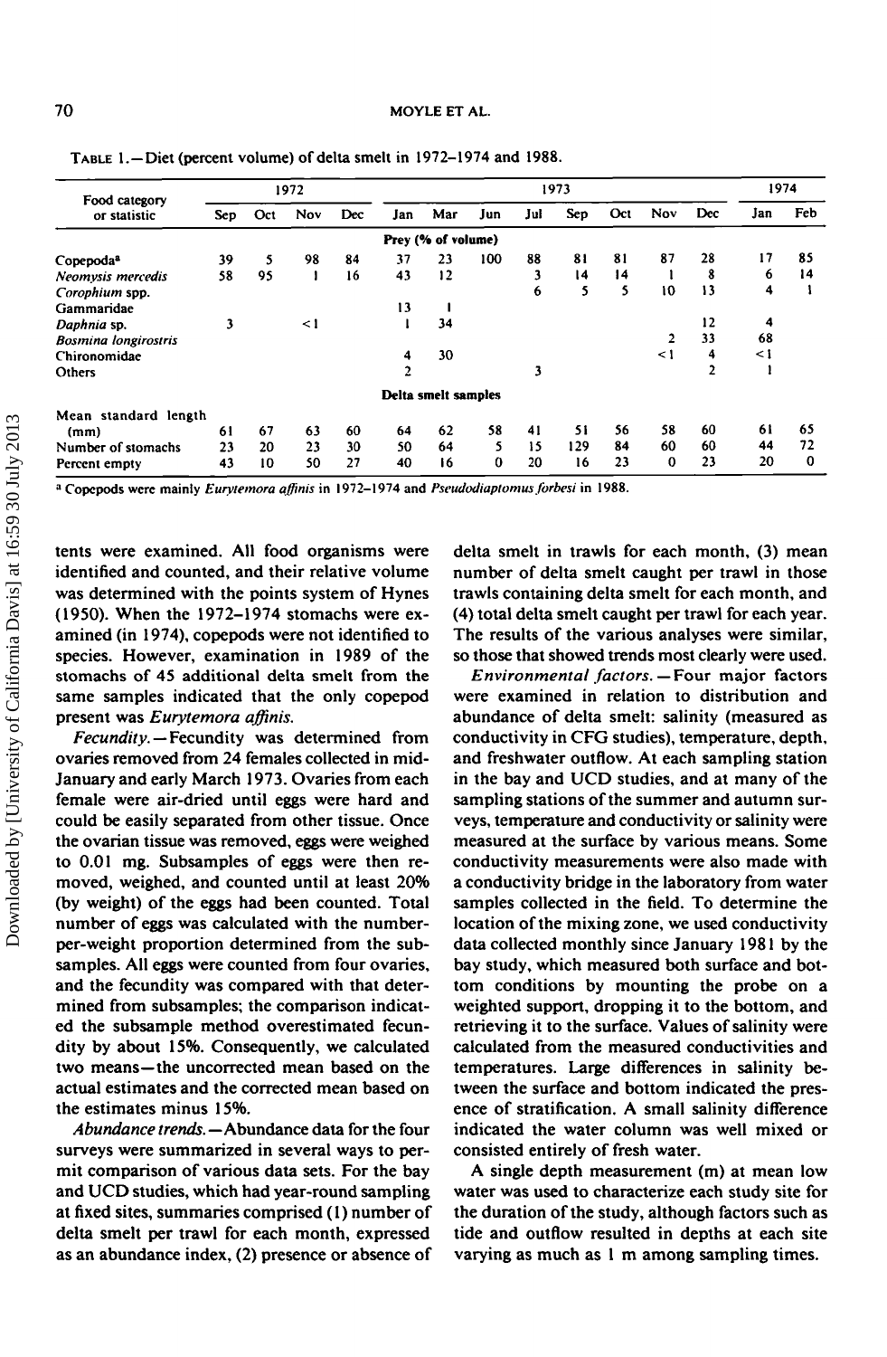TABLE 1.—Diet (percent volume) of delta smelt in 1972–1974 and 1988.

| Food category or statistic | 1972 | | | | 1973 | | | | | | | | 1974 | |
|---|---|---|---|---|---|---|---|---|---|---|---|---|---|---|
| | Sep | Oct | Nov | Dec | Jan | Mar | Jun | Jul | Sep | Oct | Nov | Dec | Jan | Feb |
| **Prey (% of volume)** | | | | | | | | | | | | | | |
| Copepoda[a] | 39 | 5 | 98 | 84 | 37 | 23 | 100 | 88 | 81 | 81 | 87 | 28 | 17 | 85 |
| *Neomysis mercedis* | 58 | 95 | 1 | 16 | 43 | 12 | | 3 | 14 | 14 | 1 | 8 | 6 | 14 |
| *Corophium* spp. | | | | | | | | 6 | 5 | 5 | 10 | 13 | 4 | 1 |
| Gammaridae | | | | | 13 | 1 | | | | | | | | |
| *Daphnia* sp. | 3 | | <1 | | 1 | 34 | | | | | | 12 | 4 | |
| *Bosmina longirostris* | | | | | | | | | | | 2 | 33 | 68 | |
| Chironomidae | | | | | 4 | 30 | | | | | <1 | 4 | <1 | |
| Others | | | | | 2 | | | 3 | | | | 2 | 1 | |
| **Delta smelt samples** | | | | | | | | | | | | | | |
| Mean standard length (mm) | 61 | 67 | 63 | 60 | 64 | 62 | 58 | 41 | 51 | 56 | 58 | 60 | 61 | 65 |
| Number of stomachs | 23 | 20 | 23 | 30 | 50 | 64 | 5 | 15 | 129 | 84 | 60 | 60 | 44 | 72 |
| Percent empty | 43 | 10 | 50 | 27 | 40 | 16 | 0 | 20 | 16 | 23 | 0 | 23 | 20 | 0 |

[a] Copepods were mainly *Eurytemora affinis* in 1972–1974 and *Pseudodiaptomus forbesi* in 1988.

tents were examined. All food organisms were identified and counted, and their relative volume was determined with the points system of Hynes (1950). When the 1972–1974 stomachs were examined (in 1974), copepods were not identified to species. However, examination in 1989 of the stomachs of 45 additional delta smelt from the same samples indicated that the only copepod present was *Eurytemora affinis*.

*Fecundity.*—Fecundity was determined from ovaries removed from 24 females collected in mid-January and early March 1973. Ovaries from each female were air-dried until eggs were hard and could be easily separated from other tissue. Once the ovarian tissue was removed, eggs were weighed to 0.01 mg. Subsamples of eggs were then removed, weighed, and counted until at least 20% (by weight) of the eggs had been counted. Total number of eggs was calculated with the number-per-weight proportion determined from the subsamples. All eggs were counted from four ovaries, and the fecundity was compared with that determined from subsamples; the comparison indicated the subsample method overestimated fecundity by about 15%. Consequently, we calculated two means—the uncorrected mean based on the actual estimates and the corrected mean based on the estimates minus 15%.

*Abundance trends.*—Abundance data for the four surveys were summarized in several ways to permit comparison of various data sets. For the bay and UCD studies, which had year-round sampling at fixed sites, summaries comprised (1) number of delta smelt per trawl for each month, expressed as an abundance index, (2) presence or absence of delta smelt in trawls for each month, (3) mean number of delta smelt caught per trawl in those trawls containing delta smelt for each month, and (4) total delta smelt caught per trawl for each year. The results of the various analyses were similar, so those that showed trends most clearly were used.

*Environmental factors.*—Four major factors were examined in relation to distribution and abundance of delta smelt: salinity (measured as conductivity in CFG studies), temperature, depth, and freshwater outflow. At each sampling station in the bay and UCD studies, and at many of the sampling stations of the summer and autumn surveys, temperature and conductivity or salinity were measured at the surface by various means. Some conductivity measurements were also made with a conductivity bridge in the laboratory from water samples collected in the field. To determine the location of the mixing zone, we used conductivity data collected monthly since January 1981 by the bay study, which measured both surface and bottom conditions by mounting the probe on a weighted support, dropping it to the bottom, and retrieving it to the surface. Values of salinity were calculated from the measured conductivities and temperatures. Large differences in salinity between the surface and bottom indicated the presence of stratification. A small salinity difference indicated the water column was well mixed or consisted entirely of fresh water.

A single depth measurement (m) at mean low water was used to characterize each study site for the duration of the study, although factors such as tide and outflow resulted in depths at each site varying as much as 1 m among sampling times.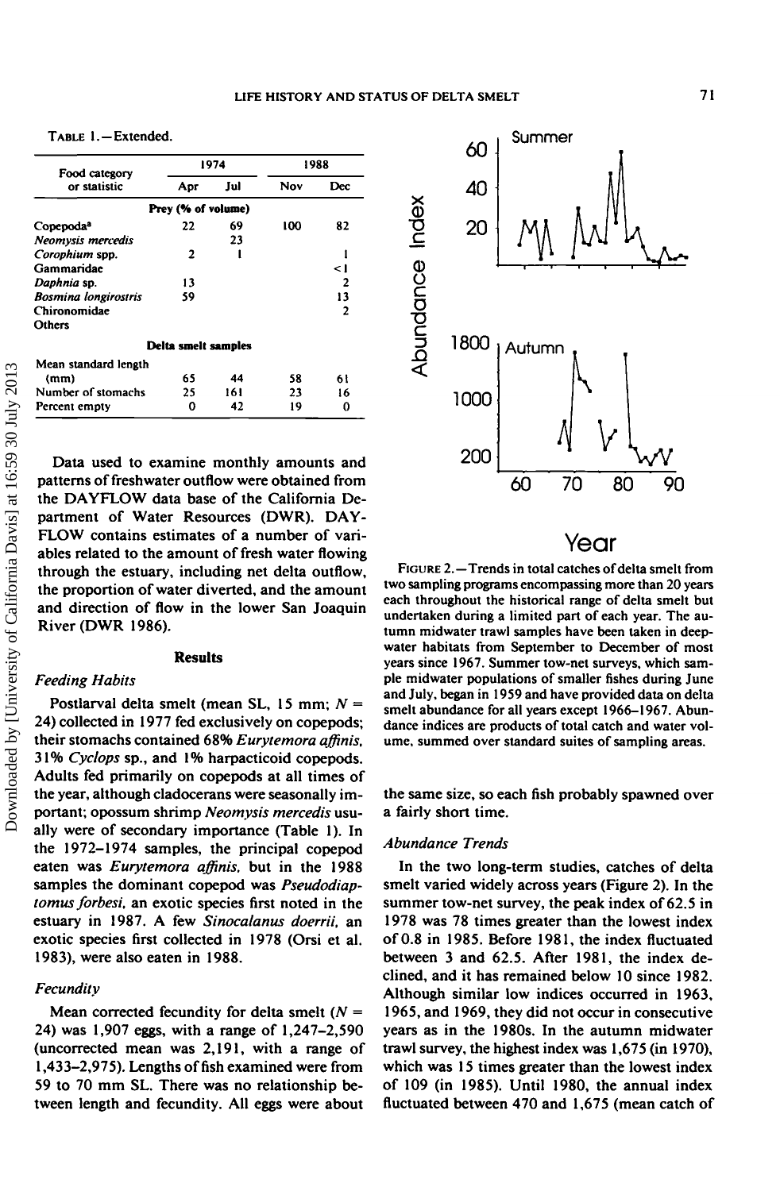TABLE 1.—Extended.

| Food category or statistic | 1974 | | 1988 | |
|---|---|---|---|---|
| | Apr | Jul | Nov | Dec |
| **Prey (% of volume)** | | | | |
| Copepoda[a] | 22 | 69 | 100 | 82 |
| *Neomysis mercedis* | | 23 | | |
| *Corophium* spp. | 2 | 1 | | 1 |
| Gammaridae | | | | <1 |
| *Daphnia* sp. | 13 | | | 2 |
| *Bosmina longirostris* | 59 | | | 13 |
| Chironomidae | | | | 2 |
| Others | | | | |
| **Delta smelt samples** | | | | |
| Mean standard length (mm) | 65 | 44 | 58 | 61 |
| Number of stomachs | 25 | 161 | 23 | 16 |
| Percent empty | 0 | 42 | 19 | 0 |

Data used to examine monthly amounts and patterns of freshwater outflow were obtained from the DAYFLOW data base of the California Department of Water Resources (DWR). DAYFLOW contains estimates of a number of variables related to the amount of fresh water flowing through the estuary, including net delta outflow, the proportion of water diverted, and the amount and direction of flow in the lower San Joaquin River (DWR 1986).

## Results

### *Feeding Habits*

Postlarval delta smelt (mean SL, 15 mm; $N$ = 24) collected in 1977 fed exclusively on copepods; their stomachs contained 68% *Eurytemora affinis*, 31% *Cyclops* sp., and 1% harpacticoid copepods. Adults fed primarily on copepods at all times of the year, although cladocerans were seasonally important; opossum shrimp *Neomysis mercedis* usually were of secondary importance (Table 1). In the 1972–1974 samples, the principal copepod eaten was *Eurytemora affinis*, but in the 1988 samples the dominant copepod was *Pseudodiaptomus forbesi*, an exotic species first noted in the estuary in 1987. A few *Sinocalanus doerrii*, an exotic species first collected in 1978 (Orsi et al. 1983), were also eaten in 1988.

### *Fecundity*

Mean corrected fecundity for delta smelt ($N$ = 24) was 1,907 eggs, with a range of 1,247–2,590 (uncorrected mean was 2,191, with a range of 1,433–2,975). Lengths of fish examined were from 59 to 70 mm SL. There was no relationship between length and fecundity. All eggs were about the same size, so each fish probably spawned over a fairly short time.

FIGURE 2.—Trends in total catches of delta smelt from two sampling programs encompassing more than 20 years each throughout the historical range of delta smelt but undertaken during a limited part of each year. The autumn midwater trawl samples have been taken in deep-water habitats from September to December of most years since 1967. Summer tow-net surveys, which sample midwater populations of smaller fishes during June and July, began in 1959 and have provided data on delta smelt abundance for all years except 1966–1967. Abundance indices are products of total catch and water volume, summed over standard suites of sampling areas.

### *Abundance Trends*

In the two long-term studies, catches of delta smelt varied widely across years (Figure 2). In the summer tow-net survey, the peak index of 62.5 in 1978 was 78 times greater than the lowest index of 0.8 in 1985. Before 1981, the index fluctuated between 3 and 62.5. After 1981, the index declined, and it has remained below 10 since 1982. Although similar low indices occurred in 1963, 1965, and 1969, they did not occur in consecutive years as in the 1980s. In the autumn midwater trawl survey, the highest index was 1,675 (in 1970), which was 15 times greater than the lowest index of 109 (in 1985). Until 1980, the annual index fluctuated between 470 and 1,675 (mean catch of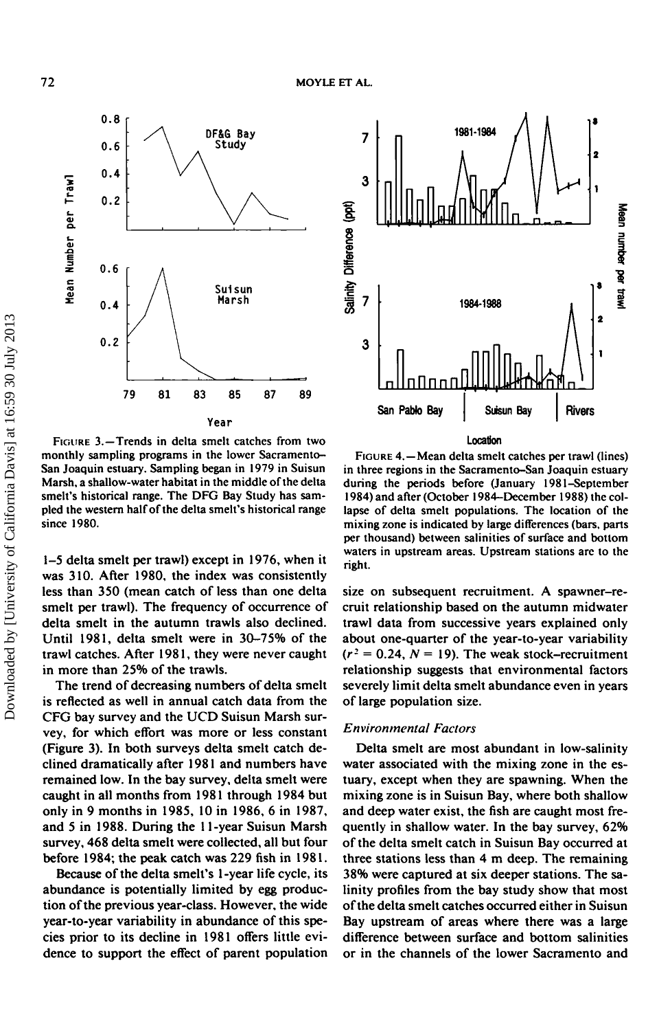FIGURE 3.—Trends in delta smelt catches from two monthly sampling programs in the lower Sacramento–San Joaquin estuary. Sampling began in 1979 in Suisun Marsh, a shallow-water habitat in the middle of the delta smelt's historical range. The DFG Bay Study has sampled the western half of the delta smelt's historical range since 1980.

FIGURE 4.—Mean delta smelt catches per trawl (lines) in three regions in the Sacramento–San Joaquin estuary during the periods before (January 1981–September 1984) and after (October 1984–December 1988) the collapse of delta smelt populations. The location of the mixing zone is indicated by large differences (bars, parts per thousand) between salinities of surface and bottom waters in upstream areas. Upstream stations are to the right.

1–5 delta smelt per trawl) except in 1976, when it was 310. After 1980, the index was consistently less than 350 (mean catch of less than one delta smelt per trawl). The frequency of occurrence of delta smelt in the autumn trawls also declined. Until 1981, delta smelt were in 30–75% of the trawl catches. After 1981, they were never caught in more than 25% of the trawls.

The trend of decreasing numbers of delta smelt is reflected as well in annual catch data from the CFG bay survey and the UCD Suisun Marsh survey, for which effort was more or less constant (Figure 3). In both surveys delta smelt catch declined dramatically after 1981 and numbers have remained low. In the bay survey, delta smelt were caught in all months from 1981 through 1984 but only in 9 months in 1985, 10 in 1986, 6 in 1987, and 5 in 1988. During the 11-year Suisun Marsh survey, 468 delta smelt were collected, all but four before 1984; the peak catch was 229 fish in 1981.

Because of the delta smelt's 1-year life cycle, its abundance is potentially limited by egg production of the previous year-class. However, the wide year-to-year variability in abundance of this species prior to its decline in 1981 offers little evidence to support the effect of parent population size on subsequent recruitment. A spawner–recruit relationship based on the autumn midwater trawl data from successive years explained only about one-quarter of the year-to-year variability ($r^2 = 0.24$, $N = 19$). The weak stock–recruitment relationship suggests that environmental factors severely limit delta smelt abundance even in years of large population size.

### *Environmental Factors*

Delta smelt are most abundant in low-salinity water associated with the mixing zone in the estuary, except when they are spawning. When the mixing zone is in Suisun Bay, where both shallow and deep water exist, the fish are caught most frequently in shallow water. In the bay survey, 62% of the delta smelt catch in Suisun Bay occurred at three stations less than 4 m deep. The remaining 38% were captured at six deeper stations. The salinity profiles from the bay study show that most of the delta smelt catches occurred either in Suisun Bay upstream of areas where there was a large difference between surface and bottom salinities or in the channels of the lower Sacramento and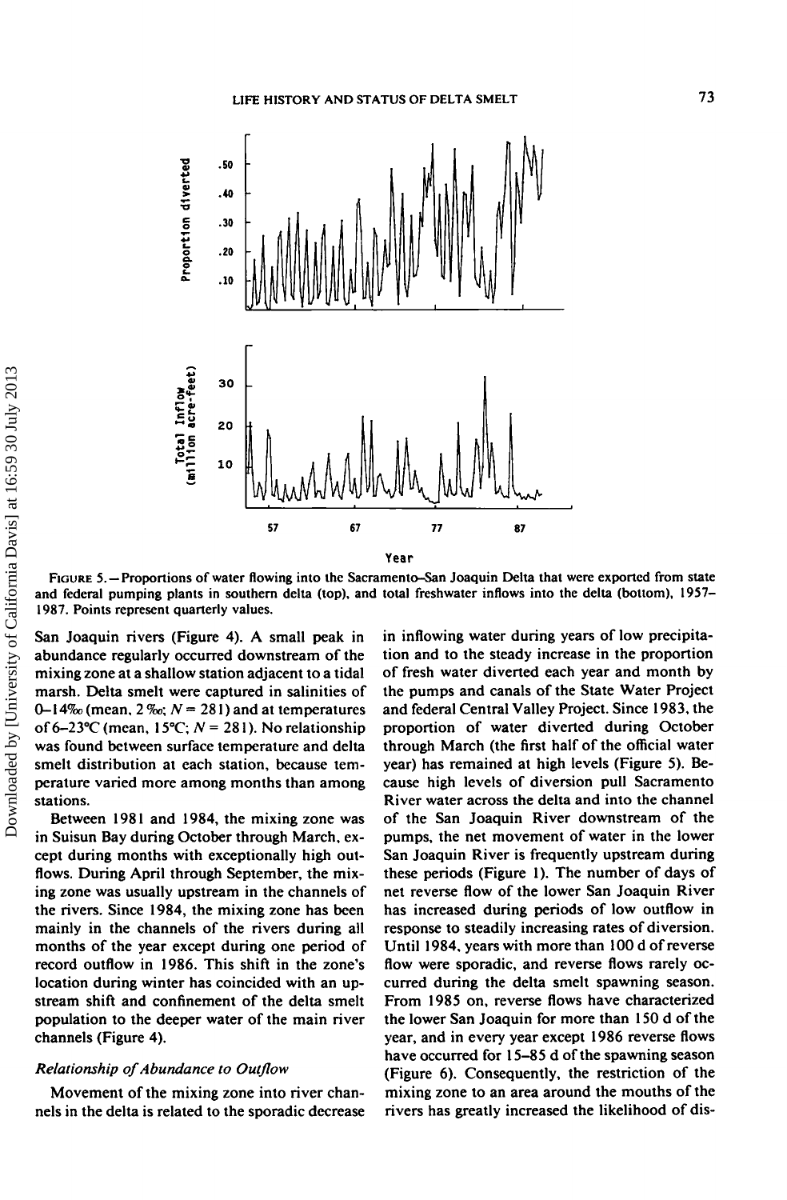FIGURE 5.—Proportions of water flowing into the Sacramento–San Joaquin Delta that were exported from state and federal pumping plants in southern delta (top), and total freshwater inflows into the delta (bottom), 1957–1987. Points represent quarterly values.

San Joaquin rivers (Figure 4). A small peak in abundance regularly occurred downstream of the mixing zone at a shallow station adjacent to a tidal marsh. Delta smelt were captured in salinities of 0–14‰ (mean, 2 ‰; $N = 281$) and at temperatures of 6–23°C (mean, 15°C; $N = 281$). No relationship was found between surface temperature and delta smelt distribution at each station, because temperature varied more among months than among stations.

Between 1981 and 1984, the mixing zone was in Suisun Bay during October through March, except during months with exceptionally high outflows. During April through September, the mixing zone was usually upstream in the channels of the rivers. Since 1984, the mixing zone has been mainly in the channels of the rivers during all months of the year except during one period of record outflow in 1986. This shift in the zone's location during winter has coincided with an upstream shift and confinement of the delta smelt population to the deeper water of the main river channels (Figure 4).

### *Relationship of Abundance to Outflow*

Movement of the mixing zone into river channels in the delta is related to the sporadic decrease in inflowing water during years of low precipitation and to the steady increase in the proportion of fresh water diverted each year and month by the pumps and canals of the State Water Project and federal Central Valley Project. Since 1983, the proportion of water diverted during October through March (the first half of the official water year) has remained at high levels (Figure 5). Because high levels of diversion pull Sacramento River water across the delta and into the channel of the San Joaquin River downstream of the pumps, the net movement of water in the lower San Joaquin River is frequently upstream during these periods (Figure 1). The number of days of net reverse flow of the lower San Joaquin River has increased during periods of low outflow in response to steadily increasing rates of diversion. Until 1984, years with more than 100 d of reverse flow were sporadic, and reverse flows rarely occurred during the delta smelt spawning season. From 1985 on, reverse flows have characterized the lower San Joaquin for more than 150 d of the year, and in every year except 1986 reverse flows have occurred for 15–85 d of the spawning season (Figure 6). Consequently, the restriction of the mixing zone to an area around the mouths of the rivers has greatly increased the likelihood of dis-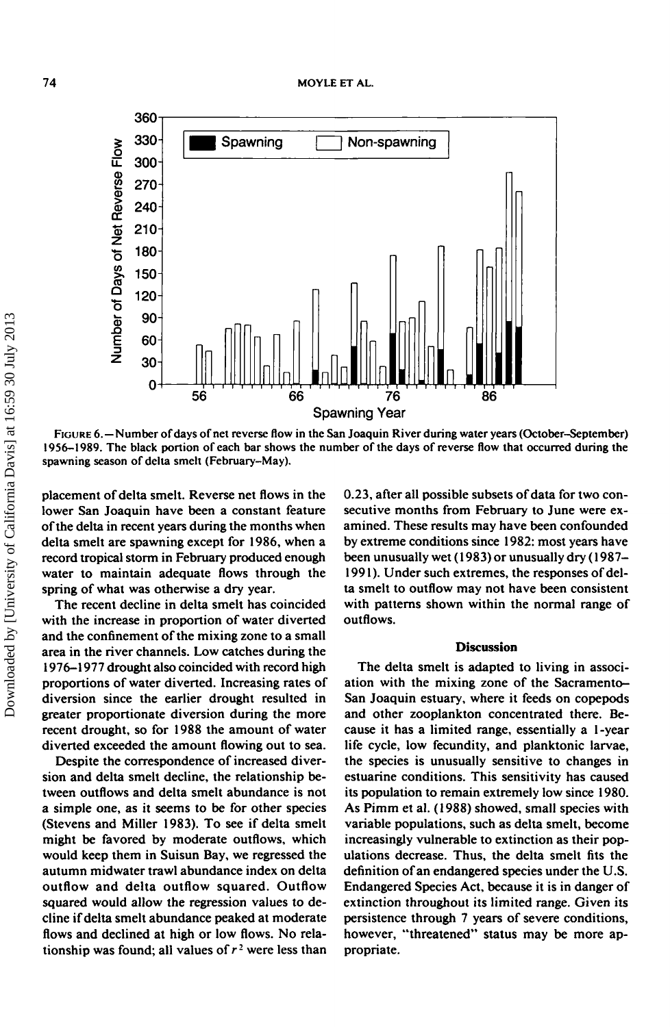FIGURE 6.—Number of days of net reverse flow in the San Joaquin River during water years (October–September) 1956–1989. The black portion of each bar shows the number of the days of reverse flow that occurred during the spawning season of delta smelt (February–May).

placement of delta smelt. Reverse net flows in the lower San Joaquin have been a constant feature of the delta in recent years during the months when delta smelt are spawning except for 1986, when a record tropical storm in February produced enough water to maintain adequate flows through the spring of what was otherwise a dry year.

The recent decline in delta smelt has coincided with the increase in proportion of water diverted and the confinement of the mixing zone to a small area in the river channels. Low catches during the 1976–1977 drought also coincided with record high proportions of water diverted. Increasing rates of diversion since the earlier drought resulted in greater proportionate diversion during the more recent drought, so for 1988 the amount of water diverted exceeded the amount flowing out to sea.

Despite the correspondence of increased diversion and delta smelt decline, the relationship between outflows and delta smelt abundance is not a simple one, as it seems to be for other species (Stevens and Miller 1983). To see if delta smelt might be favored by moderate outflows, which would keep them in Suisun Bay, we regressed the autumn midwater trawl abundance index on delta outflow and delta outflow squared. Outflow squared would allow the regression values to decline if delta smelt abundance peaked at moderate flows and declined at high or low flows. No relationship was found; all values of $r^2$ were less than 0.23, after all possible subsets of data for two consecutive months from February to June were examined. These results may have been confounded by extreme conditions since 1982: most years have been unusually wet (1983) or unusually dry (1987–1991). Under such extremes, the responses of delta smelt to outflow may not have been consistent with patterns shown within the normal range of outflows.

## Discussion

The delta smelt is adapted to living in association with the mixing zone of the Sacramento–San Joaquin estuary, where it feeds on copepods and other zooplankton concentrated there. Because it has a limited range, essentially a 1-year life cycle, low fecundity, and planktonic larvae, the species is unusually sensitive to changes in estuarine conditions. This sensitivity has caused its population to remain extremely low since 1980. As Pimm et al. (1988) showed, small species with variable populations, such as delta smelt, become increasingly vulnerable to extinction as their populations decrease. Thus, the delta smelt fits the definition of an endangered species under the U.S. Endangered Species Act, because it is in danger of extinction throughout its limited range. Given its persistence through 7 years of severe conditions, however, "threatened" status may be more appropriate.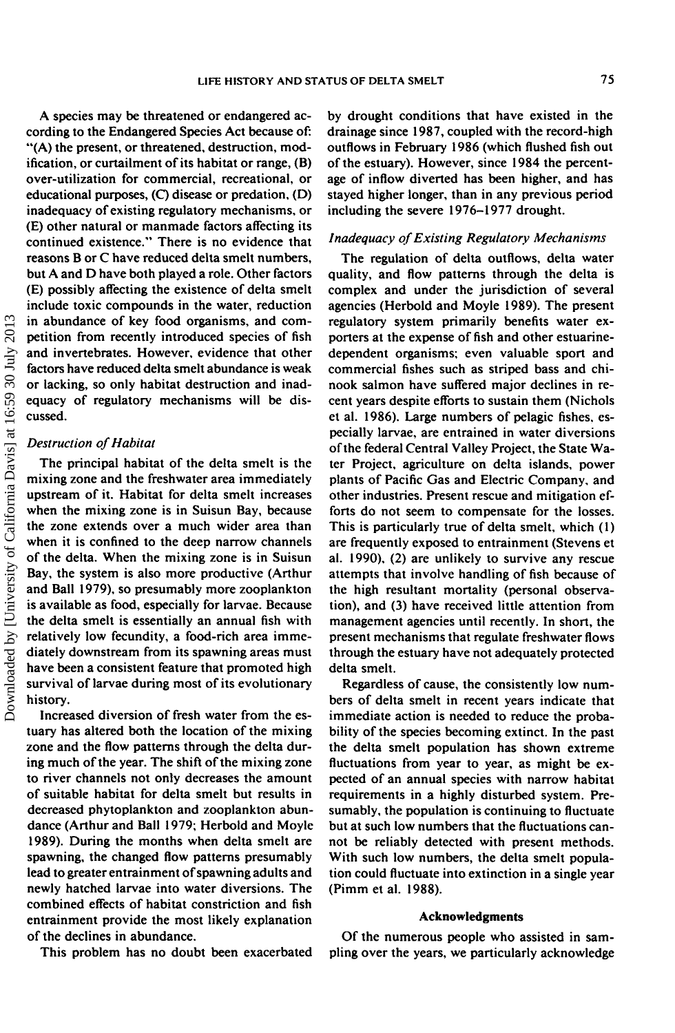A species may be threatened or endangered according to the Endangered Species Act because of: "(A) the present, or threatened, destruction, modification, or curtailment of its habitat or range, (B) over-utilization for commercial, recreational, or educational purposes, (C) disease or predation, (D) inadequacy of existing regulatory mechanisms, or (E) other natural or manmade factors affecting its continued existence." There is no evidence that reasons B or C have reduced delta smelt numbers, but A and D have both played a role. Other factors (E) possibly affecting the existence of delta smelt include toxic compounds in the water, reduction in abundance of key food organisms, and competition from recently introduced species of fish and invertebrates. However, evidence that other factors have reduced delta smelt abundance is weak or lacking, so only habitat destruction and inadequacy of regulatory mechanisms will be discussed.

### *Destruction of Habitat*

The principal habitat of the delta smelt is the mixing zone and the freshwater area immediately upstream of it. Habitat for delta smelt increases when the mixing zone is in Suisun Bay, because the zone extends over a much wider area than when it is confined to the deep narrow channels of the delta. When the mixing zone is in Suisun Bay, the system is also more productive (Arthur and Ball 1979), so presumably more zooplankton is available as food, especially for larvae. Because the delta smelt is essentially an annual fish with relatively low fecundity, a food-rich area immediately downstream from its spawning areas must have been a consistent feature that promoted high survival of larvae during most of its evolutionary history.

Increased diversion of fresh water from the estuary has altered both the location of the mixing zone and the flow patterns through the delta during much of the year. The shift of the mixing zone to river channels not only decreases the amount of suitable habitat for delta smelt but results in decreased phytoplankton and zooplankton abundance (Arthur and Ball 1979; Herbold and Moyle 1989). During the months when delta smelt are spawning, the changed flow patterns presumably lead to greater entrainment of spawning adults and newly hatched larvae into water diversions. The combined effects of habitat constriction and fish entrainment provide the most likely explanation of the declines in abundance.

This problem has no doubt been exacerbated by drought conditions that have existed in the drainage since 1987, coupled with the record-high outflows in February 1986 (which flushed fish out of the estuary). However, since 1984 the percentage of inflow diverted has been higher, and has stayed higher longer, than in any previous period including the severe 1976–1977 drought.

### *Inadequacy of Existing Regulatory Mechanisms*

The regulation of delta outflows, delta water quality, and flow patterns through the delta is complex and under the jurisdiction of several agencies (Herbold and Moyle 1989). The present regulatory system primarily benefits water exporters at the expense of fish and other estuarine-dependent organisms; even valuable sport and commercial fishes such as striped bass and chinook salmon have suffered major declines in recent years despite efforts to sustain them (Nichols et al. 1986). Large numbers of pelagic fishes, especially larvae, are entrained in water diversions of the federal Central Valley Project, the State Water Project, agriculture on delta islands, power plants of Pacific Gas and Electric Company, and other industries. Present rescue and mitigation efforts do not seem to compensate for the losses. This is particularly true of delta smelt, which (1) are frequently exposed to entrainment (Stevens et al. 1990), (2) are unlikely to survive any rescue attempts that involve handling of fish because of the high resultant mortality (personal observation), and (3) have received little attention from management agencies until recently. In short, the present mechanisms that regulate freshwater flows through the estuary have not adequately protected delta smelt.

Regardless of cause, the consistently low numbers of delta smelt in recent years indicate that immediate action is needed to reduce the probability of the species becoming extinct. In the past the delta smelt population has shown extreme fluctuations from year to year, as might be expected of an annual species with narrow habitat requirements in a highly disturbed system. Presumably, the population is continuing to fluctuate but at such low numbers that the fluctuations cannot be reliably detected with present methods. With such low numbers, the delta smelt population could fluctuate into extinction in a single year (Pimm et al. 1988).

## Acknowledgments

Of the numerous people who assisted in sampling over the years, we particularly acknowledge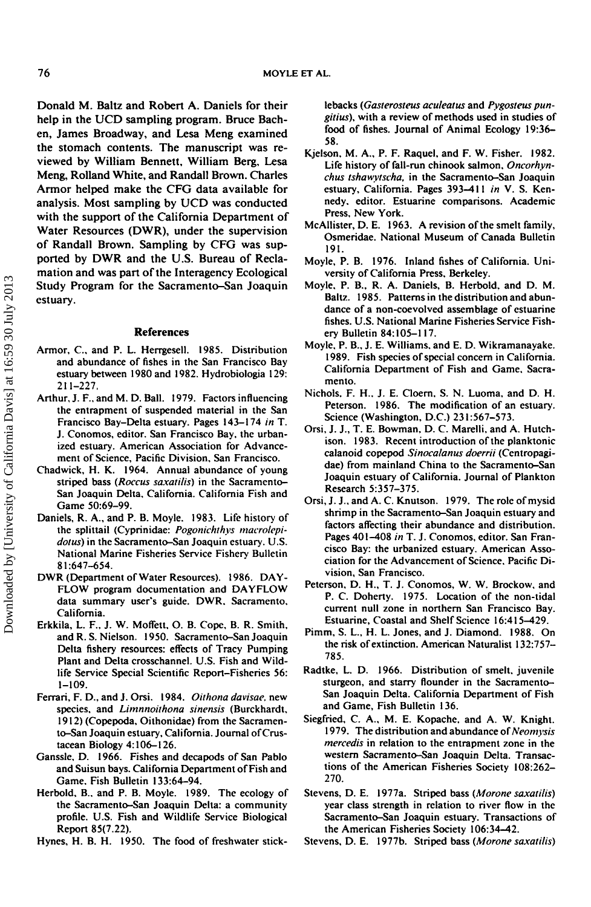Donald M. Baltz and Robert A. Daniels for their help in the UCD sampling program. Bruce Bachen, James Broadway, and Lesa Meng examined the stomach contents. The manuscript was reviewed by William Bennett, William Berg, Lesa Meng, Rolland White, and Randall Brown. Charles Armor helped make the CFG data available for analysis. Most sampling by UCD was conducted with the support of the California Department of Water Resources (DWR), under the supervision of Randall Brown. Sampling by CFG was supported by DWR and the U.S. Bureau of Reclamation and was part of the Interagency Ecological Study Program for the Sacramento–San Joaquin estuary.

## References

Armor, C., and P. L. Herrgesell. 1985. Distribution and abundance of fishes in the San Francisco Bay estuary between 1980 and 1982. Hydrobiologia 129: 211–227.

Arthur, J. F., and M. D. Ball. 1979. Factors influencing the entrapment of suspended material in the San Francisco Bay–Delta estuary. Pages 143–174 *in* T. J. Conomos, editor. San Francisco Bay, the urbanized estuary. American Association for Advancement of Science, Pacific Division, San Francisco.

Chadwick, H. K. 1964. Annual abundance of young striped bass (*Roccus saxatilis*) in the Sacramento–San Joaquin Delta, California. California Fish and Game 50:69–99.

Daniels, R. A., and P. B. Moyle. 1983. Life history of the splittail (Cyprinidae: *Pogonichthys macrolepidotus*) in the Sacramento–San Joaquin estuary. U.S. National Marine Fisheries Service Fishery Bulletin 81:647–654.

DWR (Department of Water Resources). 1986. DAYFLOW program documentation and DAYFLOW data summary user's guide. DWR, Sacramento, California.

Erkkila, L. F., J. W. Moffett, O. B. Cope, B. R. Smith, and R. S. Nielson. 1950. Sacramento–San Joaquin Delta fishery resources: effects of Tracy Pumping Plant and Delta crosschannel. U.S. Fish and Wildlife Service Special Scientific Report–Fisheries 56: 1–109.

Ferrari, F. D., and J. Orsi. 1984. *Oithona davisae*, new species, and *Limnnoithona sinensis* (Burckhardt, 1912) (Copepoda, Oithonidae) from the Sacramento–San Joaquin estuary, California. Journal of Crustacean Biology 4:106–126.

Ganssle, D. 1966. Fishes and decapods of San Pablo and Suisun bays. California Department of Fish and Game, Fish Bulletin 133:64–94.

Herbold, B., and P. B. Moyle. 1989. The ecology of the Sacramento–San Joaquin Delta: a community profile. U.S. Fish and Wildlife Service Biological Report 85(7.22).

Hynes, H. B. H. 1950. The food of freshwater sticklebacks (*Gasterosteus aculeatus* and *Pygosteus pungitius*), with a review of methods used in studies of food of fishes. Journal of Animal Ecology 19:36–58.

Kjelson, M. A., P. F. Raquel, and F. W. Fisher. 1982. Life history of fall-run chinook salmon, *Oncorhynchus tshawytscha*, in the Sacramento–San Joaquin estuary, California. Pages 393–411 *in* V. S. Kennedy, editor. Estuarine comparisons. Academic Press, New York.

McAllister, D. E. 1963. A revision of the smelt family, Osmeridae. National Museum of Canada Bulletin 191.

Moyle, P. B. 1976. Inland fishes of California. University of California Press, Berkeley.

Moyle, P. B., R. A. Daniels, B. Herbold, and D. M. Baltz. 1985. Patterns in the distribution and abundance of a non-coevolved assemblage of estuarine fishes. U.S. National Marine Fisheries Service Fishery Bulletin 84:105–117.

Moyle, P. B., J. E. Williams, and E. D. Wikramanayake. 1989. Fish species of special concern in California. California Department of Fish and Game, Sacramento.

Nichols, F. H., J. E. Cloern, S. N. Luoma, and D. H. Peterson. 1986. The modification of an estuary. Science (Washington, D.C.) 231:567–573.

Orsi, J. J., T. E. Bowman, D. C. Marelli, and A. Hutchison. 1983. Recent introduction of the planktonic calanoid copepod *Sinocalanus doerrii* (Centropagidae) from mainland China to the Sacramento–San Joaquin estuary of California. Journal of Plankton Research 5:357–375.

Orsi, J. J., and A. C. Knutson. 1979. The role of mysid shrimp in the Sacramento–San Joaquin estuary and factors affecting their abundance and distribution. Pages 401–408 *in* T. J. Conomos, editor. San Francisco Bay: the urbanized estuary. American Association for the Advancement of Science, Pacific Division, San Francisco.

Peterson, D. H., T. J. Conomos, W. W. Brockow, and P. C. Doherty. 1975. Location of the non-tidal current null zone in northern San Francisco Bay. Estuarine, Coastal and Shelf Science 16:415–429.

Pimm, S. L., H. L. Jones, and J. Diamond. 1988. On the risk of extinction. American Naturalist 132:757–785.

Radtke, L. D. 1966. Distribution of smelt, juvenile sturgeon, and starry flounder in the Sacramento–San Joaquin Delta. California Department of Fish and Game, Fish Bulletin 136.

Siegfried, C. A., M. E. Kopache, and A. W. Knight. 1979. The distribution and abundance of *Neomysis mercedis* in relation to the entrapment zone in the western Sacramento–San Joaquin Delta. Transactions of the American Fisheries Society 108:262–270.

Stevens, D. E. 1977a. Striped bass (*Morone saxatilis*) year class strength in relation to river flow in the Sacramento–San Joaquin estuary. Transactions of the American Fisheries Society 106:34–42.

Stevens, D. E. 1977b. Striped bass (*Morone saxatilis*)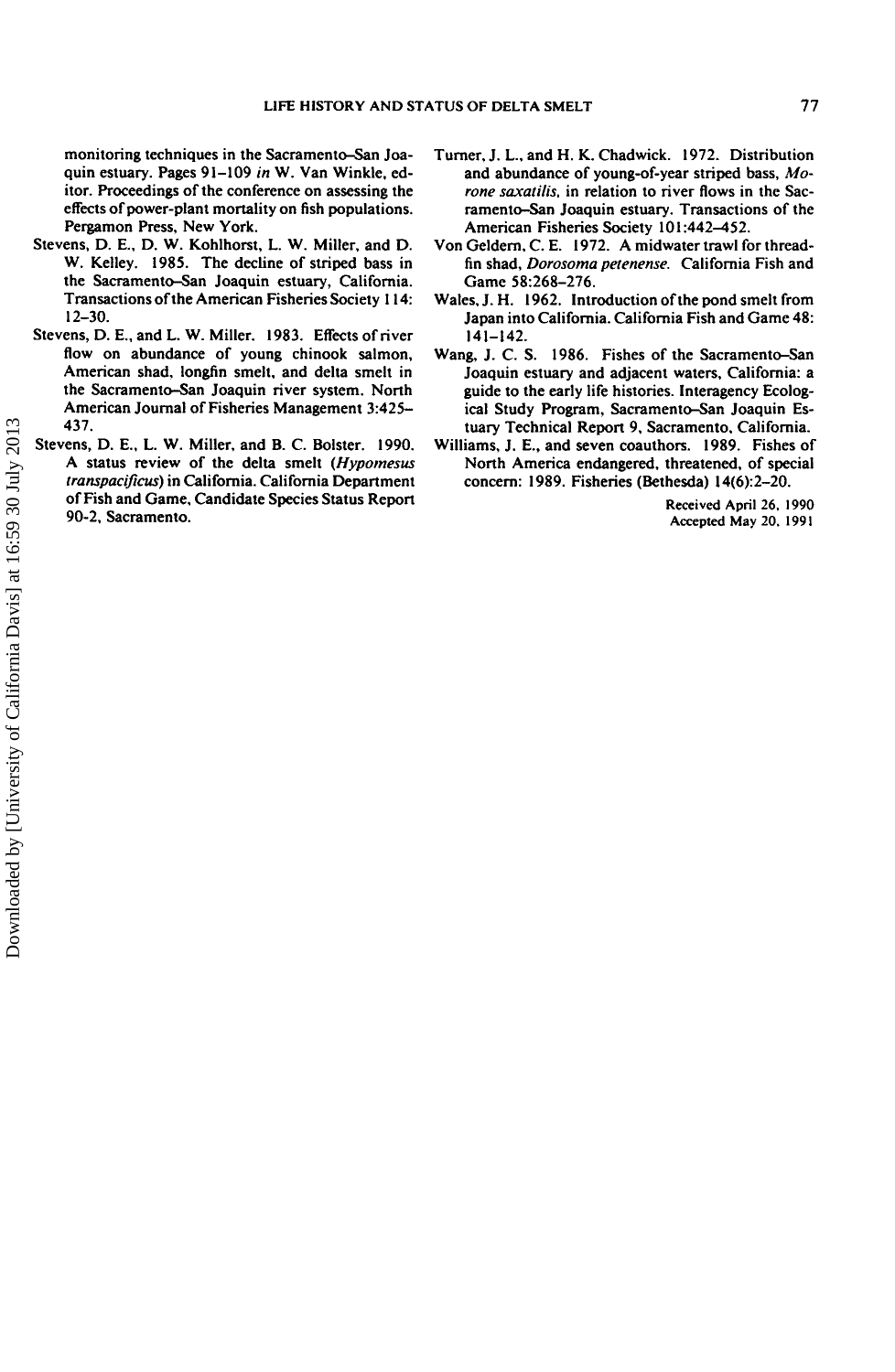monitoring techniques in the Sacramento–San Joaquin estuary. Pages 91–109 *in* W. Van Winkle, editor. Proceedings of the conference on assessing the effects of power-plant mortality on fish populations. Pergamon Press, New York.

Stevens, D. E., D. W. Kohlhorst, L. W. Miller, and D. W. Kelley. 1985. The decline of striped bass in the Sacramento–San Joaquin estuary, California. Transactions of the American Fisheries Society 114: 12–30.

Stevens, D. E., and L. W. Miller. 1983. Effects of river flow on abundance of young chinook salmon, American shad, longfin smelt, and delta smelt in the Sacramento–San Joaquin river system. North American Journal of Fisheries Management 3:425–437.

Stevens, D. E., L. W. Miller, and B. C. Bolster. 1990. A status review of the delta smelt (*Hypomesus transpacificus*) in California. California Department of Fish and Game, Candidate Species Status Report 90-2, Sacramento.

Turner, J. L., and H. K. Chadwick. 1972. Distribution and abundance of young-of-year striped bass, *Morone saxatilis*, in relation to river flows in the Sacramento–San Joaquin estuary. Transactions of the American Fisheries Society 101:442–452.

Von Geldern, C. E. 1972. A midwater trawl for threadfin shad, *Dorosoma petenense*. California Fish and Game 58:268–276.

Wales, J. H. 1962. Introduction of the pond smelt from Japan into California. California Fish and Game 48: 141–142.

Wang, J. C. S. 1986. Fishes of the Sacramento–San Joaquin estuary and adjacent waters, California: a guide to the early life histories. Interagency Ecological Study Program, Sacramento–San Joaquin Estuary Technical Report 9, Sacramento, California.

Williams, J. E., and seven coauthors. 1989. Fishes of North America endangered, threatened, of special concern: 1989. Fisheries (Bethesda) 14(6):2–20.

Received April 26, 1990
Accepted May 20, 1991